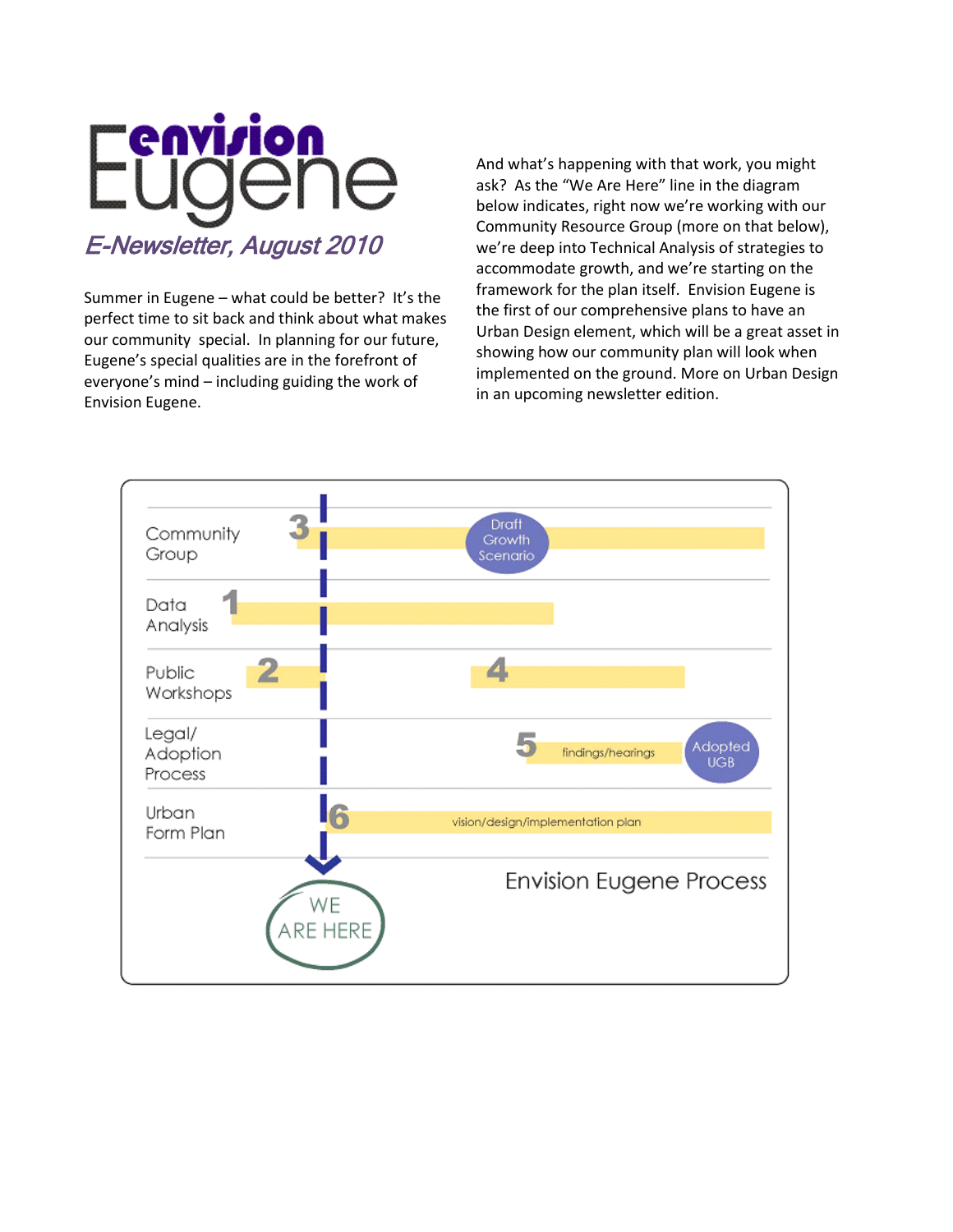# envision Eugene

## *E-Newsletter, August 2010*

Summer in Eugene – what could be better? It's the perfect time to sit back and think about what makes our community special. In planning for our future, Eugene's special qualities are in the forefront of everyone's mind – including guiding the work of Envision Eugene.

And what's happening with that work, you might ask? As the "We Are Here" line in the diagram below indicates, right now we're working with our Community Resource Group (more on that below), we're deep into Technical Analysis of strategies to accommodate growth, and we're starting on the framework for the plan itself. Envision Eugene is the first of our comprehensive plans to have an Urban Design element, which will be a great asset in showing how our community plan will look when implemented on the ground. More on Urban Design in an upcoming newsletter edition.

**Envision Eugene Process**

| Track | Steps |
| --- | --- |
| Community Group | 3 – Draft Growth Scenario |
| Data Analysis | 1 |
| Public Workshops | 2, 4 |
| Legal/ Adoption Process | 5 – findings/hearings – Adopted UGB |
| Urban Form Plan | 6 – vision/design/implementation plan |

WE ARE HERE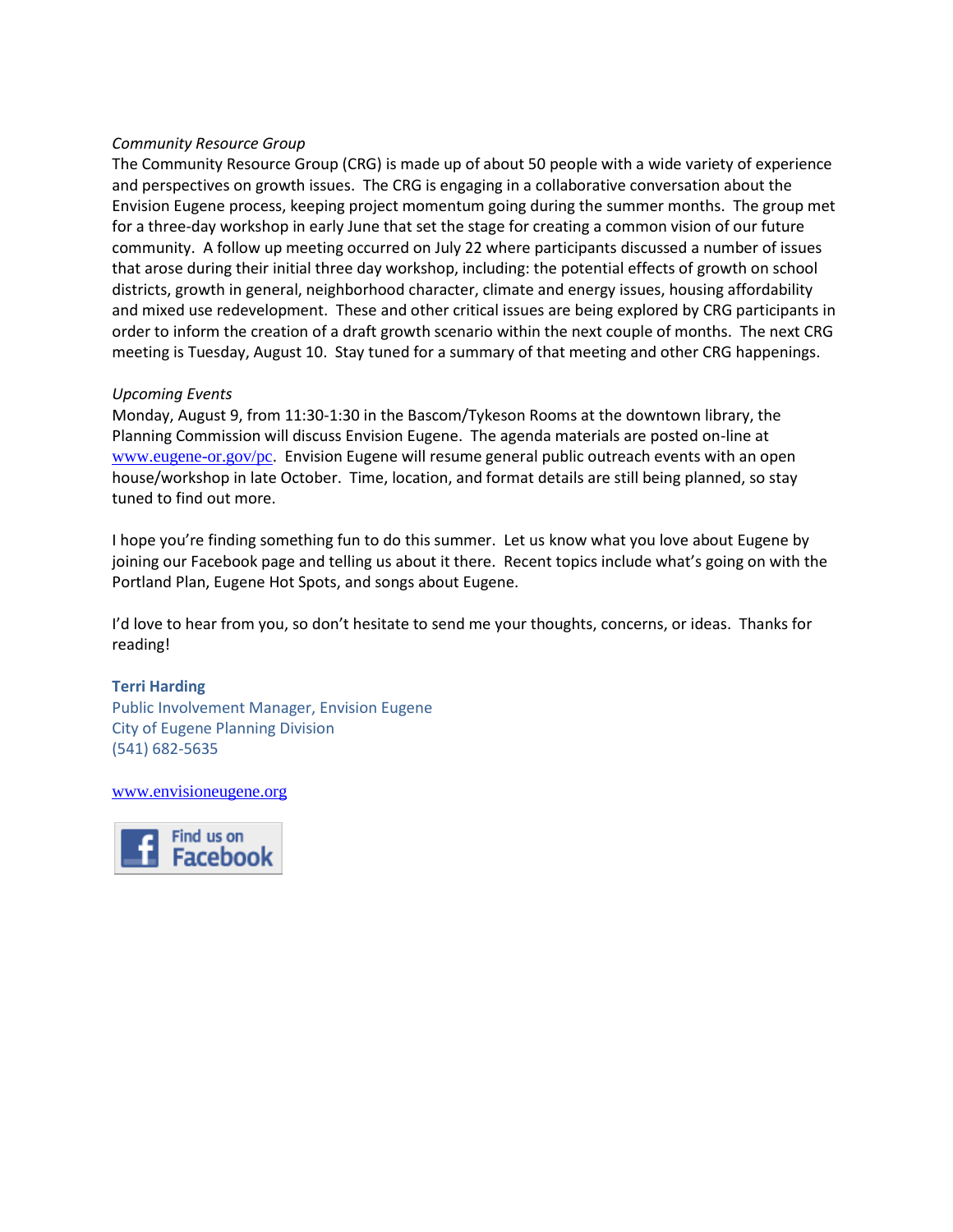*Community Resource Group*

The Community Resource Group (CRG) is made up of about 50 people with a wide variety of experience and perspectives on growth issues. The CRG is engaging in a collaborative conversation about the Envision Eugene process, keeping project momentum going during the summer months. The group met for a three-day workshop in early June that set the stage for creating a common vision of our future community. A follow up meeting occurred on July 22 where participants discussed a number of issues that arose during their initial three day workshop, including: the potential effects of growth on school districts, growth in general, neighborhood character, climate and energy issues, housing affordability and mixed use redevelopment. These and other critical issues are being explored by CRG participants in order to inform the creation of a draft growth scenario within the next couple of months. The next CRG meeting is Tuesday, August 10. Stay tuned for a summary of that meeting and other CRG happenings.

*Upcoming Events*

Monday, August 9, from 11:30-1:30 in the Bascom/Tykeson Rooms at the downtown library, the Planning Commission will discuss Envision Eugene. The agenda materials are posted on-line at www.eugene-or.gov/pc. Envision Eugene will resume general public outreach events with an open house/workshop in late October. Time, location, and format details are still being planned, so stay tuned to find out more.

I hope you're finding something fun to do this summer. Let us know what you love about Eugene by joining our Facebook page and telling us about it there. Recent topics include what's going on with the Portland Plan, Eugene Hot Spots, and songs about Eugene.

I'd love to hear from you, so don't hesitate to send me your thoughts, concerns, or ideas. Thanks for reading!

**Terri Harding**
Public Involvement Manager, Envision Eugene
City of Eugene Planning Division
(541) 682-5635

www.envisioneugene.org

Find us on Facebook